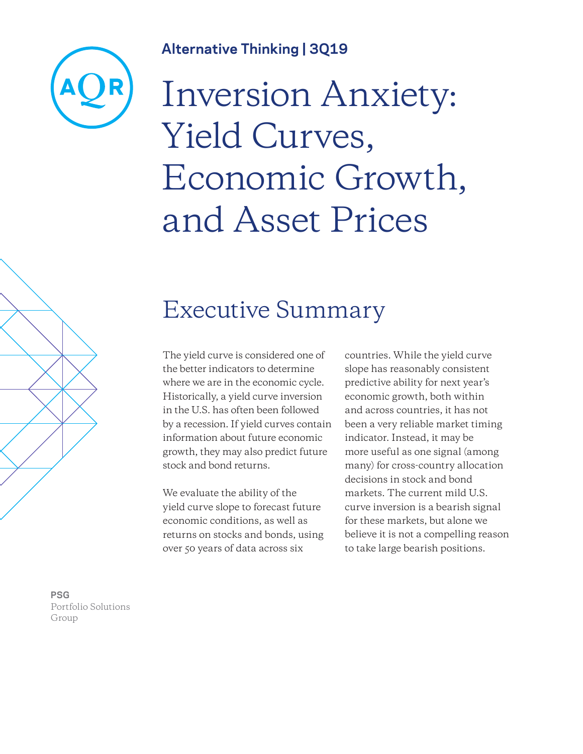Alternative Thinking | 3Q19

# Inversion Anxiety: Yield Curves, Economic Growth, and Asset Prices

## Executive Summary

The yield curve is considered one of the better indicators to determine where we are in the economic cycle. Historically, a yield curve inversion in the U.S. has often been followed by a recession. If yield curves contain information about future economic growth, they may also predict future stock and bond returns.

We evaluate the ability of the yield curve slope to forecast future economic conditions, as well as returns on stocks and bonds, using over 50 years of data across six countries. While the yield curve slope has reasonably consistent predictive ability for next year's economic growth, both within and across countries, it has not been a very reliable market timing indicator. Instead, it may be more useful as one signal (among many) for cross-country allocation decisions in stock and bond markets. The current mild U.S. curve inversion is a bearish signal for these markets, but alone we believe it is not a compelling reason to take large bearish positions.

**PSG**
Portfolio Solutions Group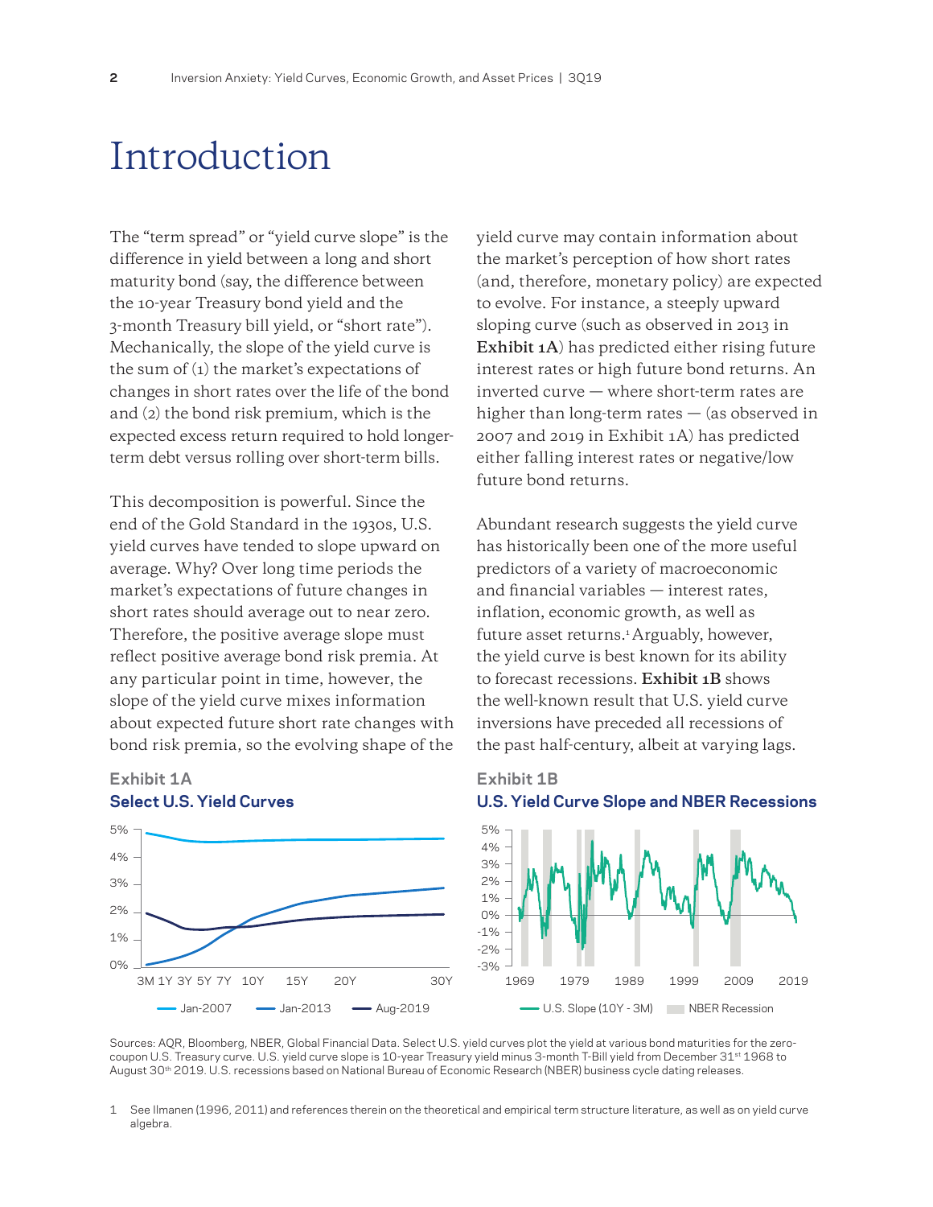# Introduction

The "term spread" or "yield curve slope" is the difference in yield between a long and short maturity bond (say, the difference between the 10-year Treasury bond yield and the 3-month Treasury bill yield, or "short rate"). Mechanically, the slope of the yield curve is the sum of (1) the market's expectations of changes in short rates over the life of the bond and (2) the bond risk premium, which is the expected excess return required to hold longer-term debt versus rolling over short-term bills.

This decomposition is powerful. Since the end of the Gold Standard in the 1930s, U.S. yield curves have tended to slope upward on average. Why? Over long time periods the market's expectations of future changes in short rates should average out to near zero. Therefore, the positive average slope must reflect positive average bond risk premia. At any particular point in time, however, the slope of the yield curve mixes information about expected future short rate changes with bond risk premia, so the evolving shape of the yield curve may contain information about the market's perception of how short rates (and, therefore, monetary policy) are expected to evolve. For instance, a steeply upward sloping curve (such as observed in 2013 in **Exhibit 1A**) has predicted either rising future interest rates or high future bond returns. An inverted curve — where short-term rates are higher than long-term rates — (as observed in 2007 and 2019 in Exhibit 1A) has predicted either falling interest rates or negative/low future bond returns.

Abundant research suggests the yield curve has historically been one of the more useful predictors of a variety of macroeconomic and financial variables — interest rates, inflation, economic growth, as well as future asset returns.[1] Arguably, however, the yield curve is best known for its ability to forecast recessions. **Exhibit 1B** shows the well-known result that U.S. yield curve inversions have preceded all recessions of the past half-century, albeit at varying lags.

**Exhibit 1A**
**Select U.S. Yield Curves**

**Exhibit 1B**
**U.S. Yield Curve Slope and NBER Recessions**

Sources: AQR, Bloomberg, NBER, Global Financial Data. Select U.S. yield curves plot the yield at various bond maturities for the zero-coupon U.S. Treasury curve. U.S. yield curve slope is 10-year Treasury yield minus 3-month T-Bill yield from December 31st 1968 to August 30th 2019. U.S. recessions based on National Bureau of Economic Research (NBER) business cycle dating releases.

1 See Ilmanen (1996, 2011) and references therein on the theoretical and empirical term structure literature, as well as on yield curve algebra.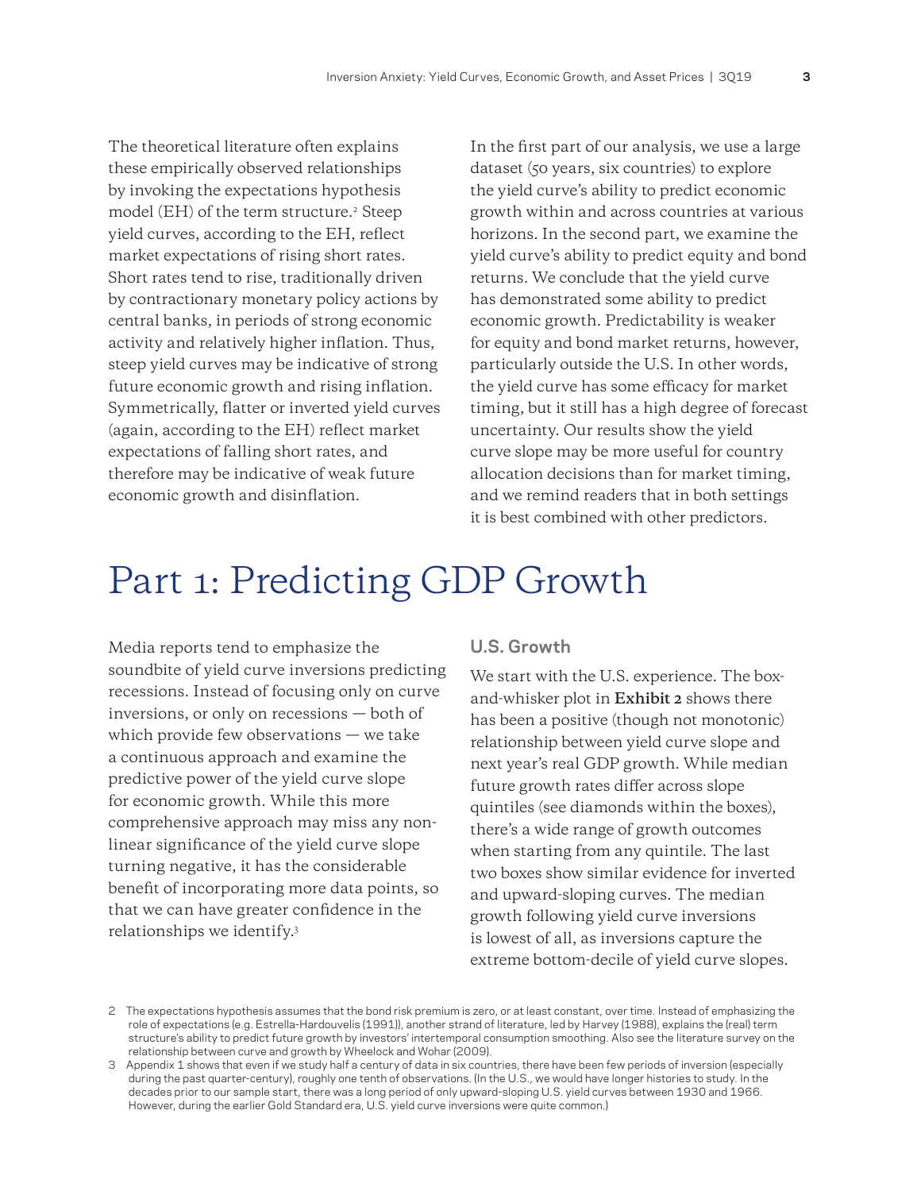The theoretical literature often explains these empirically observed relationships by invoking the expectations hypothesis model (EH) of the term structure.[2] Steep yield curves, according to the EH, reflect market expectations of rising short rates. Short rates tend to rise, traditionally driven by contractionary monetary policy actions by central banks, in periods of strong economic activity and relatively higher inflation. Thus, steep yield curves may be indicative of strong future economic growth and rising inflation. Symmetrically, flatter or inverted yield curves (again, according to the EH) reflect market expectations of falling short rates, and therefore may be indicative of weak future economic growth and disinflation.

In the first part of our analysis, we use a large dataset (50 years, six countries) to explore the yield curve's ability to predict economic growth within and across countries at various horizons. In the second part, we examine the yield curve's ability to predict equity and bond returns. We conclude that the yield curve has demonstrated some ability to predict economic growth. Predictability is weaker for equity and bond market returns, however, particularly outside the U.S. In other words, the yield curve has some efficacy for market timing, but it still has a high degree of forecast uncertainty. Our results show the yield curve slope may be more useful for country allocation decisions than for market timing, and we remind readers that in both settings it is best combined with other predictors.

# Part 1: Predicting GDP Growth

Media reports tend to emphasize the soundbite of yield curve inversions predicting recessions. Instead of focusing only on curve inversions, or only on recessions — both of which provide few observations — we take a continuous approach and examine the predictive power of the yield curve slope for economic growth. While this more comprehensive approach may miss any non-linear significance of the yield curve slope turning negative, it has the considerable benefit of incorporating more data points, so that we can have greater confidence in the relationships we identify.[3]

### U.S. Growth

We start with the U.S. experience. The box-and-whisker plot in **Exhibit 2** shows there has been a positive (though not monotonic) relationship between yield curve slope and next year's real GDP growth. While median future growth rates differ across slope quintiles (see diamonds within the boxes), there's a wide range of growth outcomes when starting from any quintile. The last two boxes show similar evidence for inverted and upward-sloping curves. The median growth following yield curve inversions is lowest of all, as inversions capture the extreme bottom-decile of yield curve slopes.

---

2 The expectations hypothesis assumes that the bond risk premium is zero, or at least constant, over time. Instead of emphasizing the role of expectations (e.g. Estrella-Hardouvelis (1991)), another strand of literature, led by Harvey (1988), explains the (real) term structure's ability to predict future growth by investors' intertemporal consumption smoothing. Also see the literature survey on the relationship between curve and growth by Wheelock and Wohar (2009).

3 Appendix 1 shows that even if we study half a century of data in six countries, there have been few periods of inversion (especially during the past quarter-century), roughly one tenth of observations. (In the U.S., we would have longer histories to study. In the decades prior to our sample start, there was a long period of only upward-sloping U.S. yield curves between 1930 and 1966. However, during the earlier Gold Standard era, U.S. yield curve inversions were quite common.)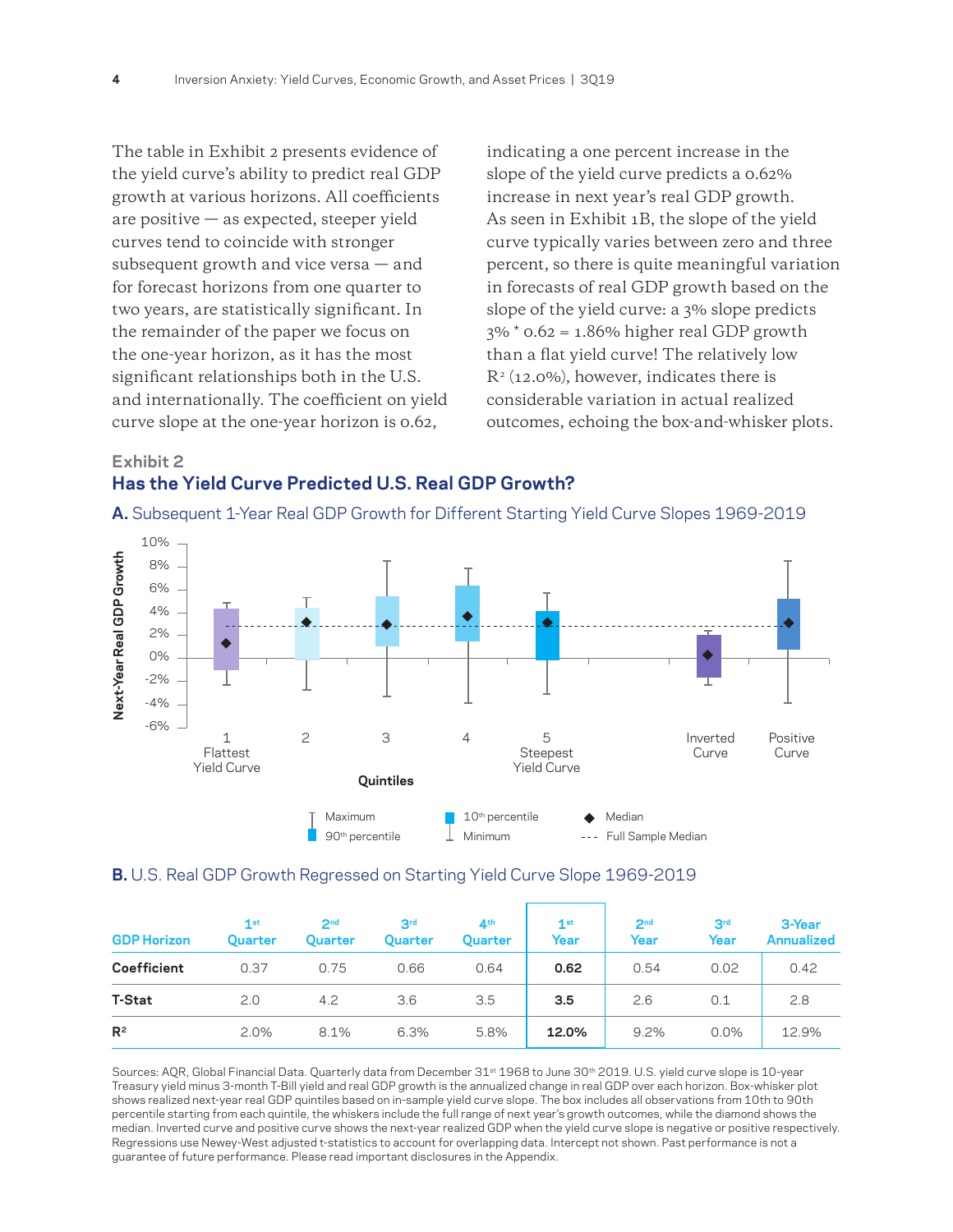The table in Exhibit 2 presents evidence of the yield curve's ability to predict real GDP growth at various horizons. All coefficients are positive — as expected, steeper yield curves tend to coincide with stronger subsequent growth and vice versa — and for forecast horizons from one quarter to two years, are statistically significant. In the remainder of the paper we focus on the one-year horizon, as it has the most significant relationships both in the U.S. and internationally. The coefficient on yield curve slope at the one-year horizon is 0.62, indicating a one percent increase in the slope of the yield curve predicts a 0.62% increase in next year's real GDP growth. As seen in Exhibit 1B, the slope of the yield curve typically varies between zero and three percent, so there is quite meaningful variation in forecasts of real GDP growth based on the slope of the yield curve: a 3% slope predicts 3% * 0.62 = 1.86% higher real GDP growth than a flat yield curve! The relatively low $R^2$ (12.0%), however, indicates there is considerable variation in actual realized outcomes, echoing the box-and-whisker plots.

### Exhibit 2

## Has the Yield Curve Predicted U.S. Real GDP Growth?

**A.** Subsequent 1-Year Real GDP Growth for Different Starting Yield Curve Slopes 1969-2019

**B.** U.S. Real GDP Growth Regressed on Starting Yield Curve Slope 1969-2019

| GDP Horizon | 1st Quarter | 2nd Quarter | 3rd Quarter | 4th Quarter | 1st Year | 2nd Year | 3rd Year | 3-Year Annualized |
|---|---|---|---|---|---|---|---|---|
| **Coefficient** | 0.37 | 0.75 | 0.66 | 0.64 | **0.62** | 0.54 | 0.02 | 0.42 |
| **T-Stat** | 2.0 | 4.2 | 3.6 | 3.5 | **3.5** | 2.6 | 0.1 | 2.8 |
| **$R^2$** | 2.0% | 8.1% | 6.3% | 5.8% | **12.0%** | 9.2% | 0.0% | 12.9% |

Sources: AQR, Global Financial Data. Quarterly data from December 31st 1968 to June 30th 2019. U.S. yield curve slope is 10-year Treasury yield minus 3-month T-Bill yield and real GDP growth is the annualized change in real GDP over each horizon. Box-whisker plot shows realized next-year real GDP quintiles based on in-sample yield curve slope. The box includes all observations from 10th to 90th percentile starting from each quintile, the whiskers include the full range of next year's growth outcomes, while the diamond shows the median. Inverted curve and positive curve shows the next-year realized GDP when the yield curve slope is negative or positive respectively. Regressions use Newey-West adjusted t-statistics to account for overlapping data. Intercept not shown. Past performance is not a guarantee of future performance. Please read important disclosures in the Appendix.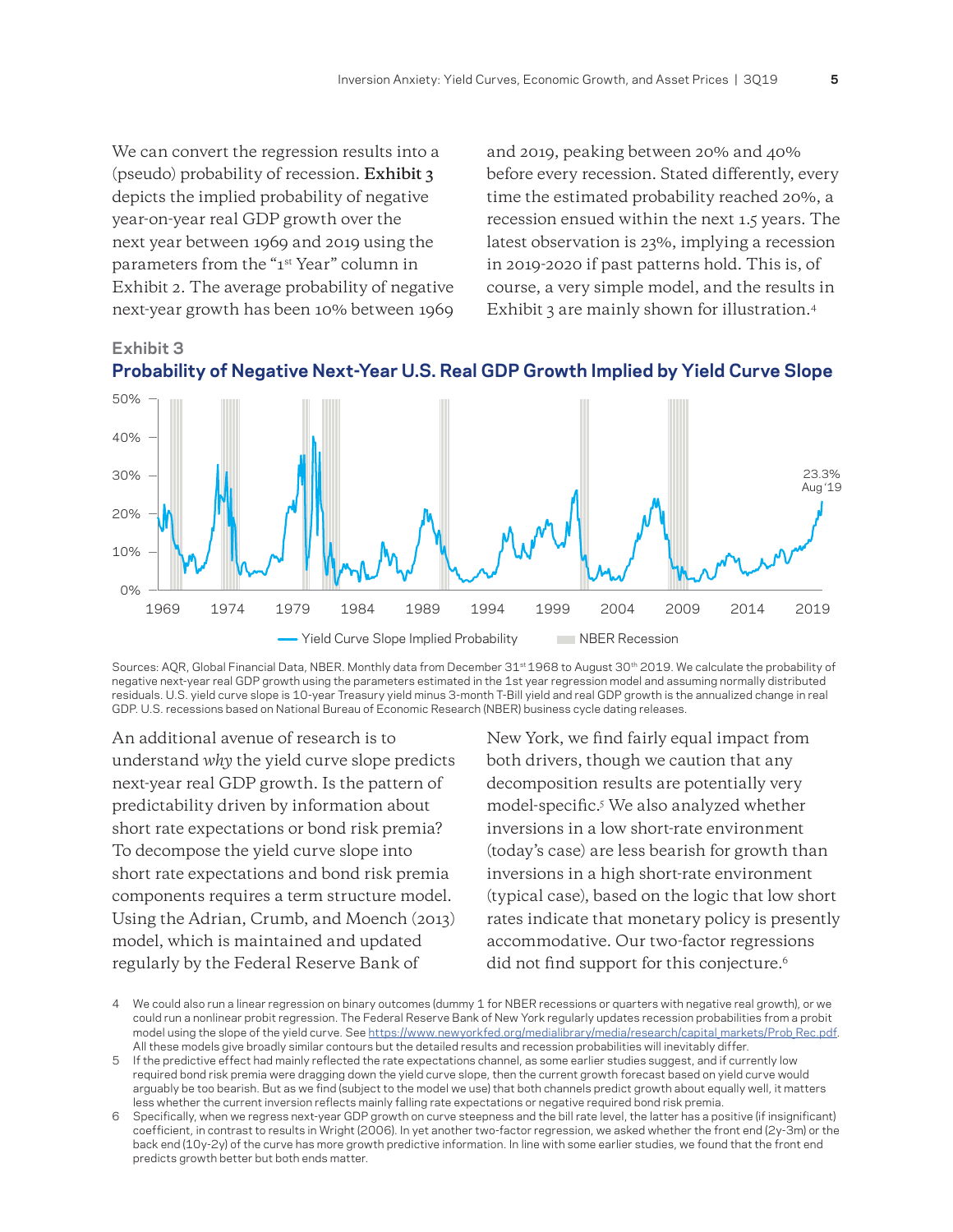We can convert the regression results into a (pseudo) probability of recession. **Exhibit 3** depicts the implied probability of negative year-on-year real GDP growth over the next year between 1969 and 2019 using the parameters from the "1st Year" column in Exhibit 2. The average probability of negative next-year growth has been 10% between 1969 and 2019, peaking between 20% and 40% before every recession. Stated differently, every time the estimated probability reached 20%, a recession ensued within the next 1.5 years. The latest observation is 23%, implying a recession in 2019-2020 if past patterns hold. This is, of course, a very simple model, and the results in Exhibit 3 are mainly shown for illustration.[4]

**Exhibit 3**

**Probability of Negative Next-Year U.S. Real GDP Growth Implied by Yield Curve Slope**

Sources: AQR, Global Financial Data, NBER. Monthly data from December 31st 1968 to August 30th 2019. We calculate the probability of negative next-year real GDP growth using the parameters estimated in the 1st year regression model and assuming normally distributed residuals. U.S. yield curve slope is 10-year Treasury yield minus 3-month T-Bill yield and real GDP growth is the annualized change in real GDP. U.S. recessions based on National Bureau of Economic Research (NBER) business cycle dating releases.

An additional avenue of research is to understand *why* the yield curve slope predicts next-year real GDP growth. Is the pattern of predictability driven by information about short rate expectations or bond risk premia? To decompose the yield curve slope into short rate expectations and bond risk premia components requires a term structure model. Using the Adrian, Crumb, and Moench (2013) model, which is maintained and updated regularly by the Federal Reserve Bank of New York, we find fairly equal impact from both drivers, though we caution that any decomposition results are potentially very model-specific.[5] We also analyzed whether inversions in a low short-rate environment (today's case) are less bearish for growth than inversions in a high short-rate environment (typical case), based on the logic that low short rates indicate that monetary policy is presently accommodative. Our two-factor regressions did not find support for this conjecture.[6]

4 We could also run a linear regression on binary outcomes (dummy 1 for NBER recessions or quarters with negative real growth), or we could run a nonlinear probit regression. The Federal Reserve Bank of New York regularly updates recession probabilities from a probit model using the slope of the yield curve. See https://www.newyorkfed.org/medialibrary/media/research/capital_markets/Prob_Rec.pdf. All these models give broadly similar contours but the detailed results and recession probabilities will inevitably differ.

5 If the predictive effect had mainly reflected the rate expectations channel, as some earlier studies suggest, and if currently low required bond risk premia were dragging down the yield curve slope, then the current growth forecast based on yield curve would arguably be too bearish. But as we find (subject to the model we use) that both channels predict growth about equally well, it matters less whether the current inversion reflects mainly falling rate expectations or negative required bond risk premia.

6 Specifically, when we regress next-year GDP growth on curve steepness and the bill rate level, the latter has a positive (if insignificant) coefficient, in contrast to results in Wright (2006). In yet another two-factor regression, we asked whether the front end (2y-3m) or the back end (10y-2y) of the curve has more growth predictive information. In line with some earlier studies, we found that the front end predicts growth better but both ends matter.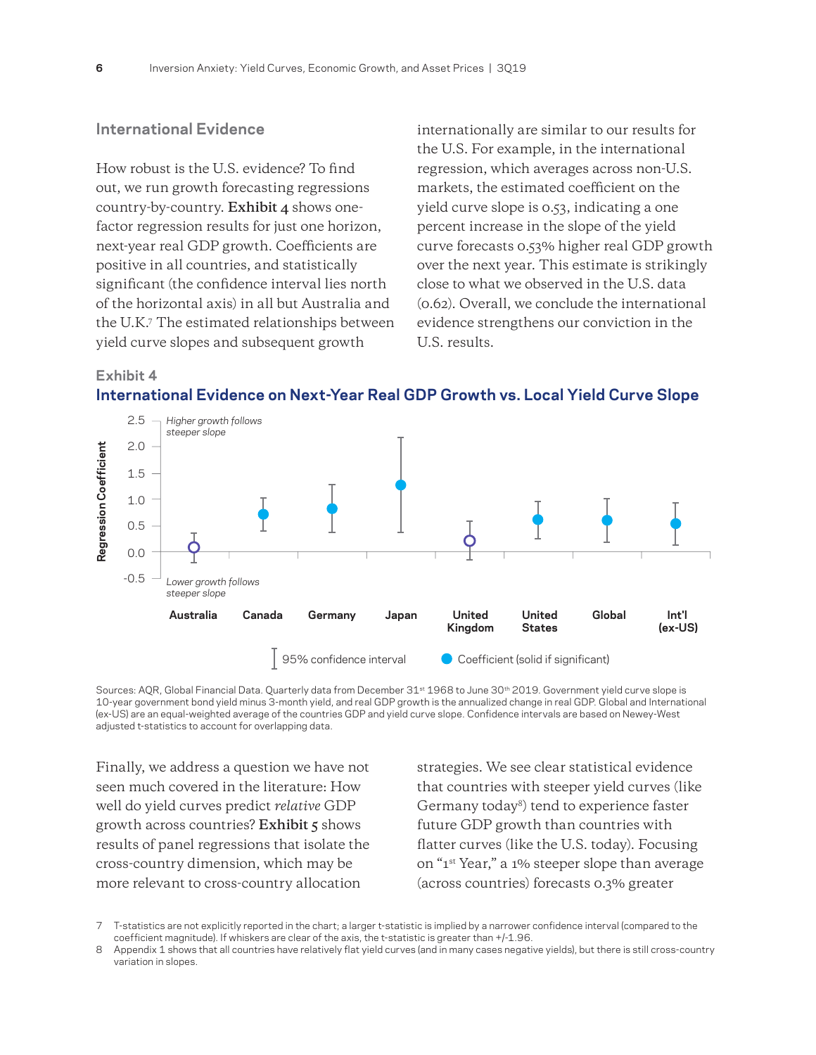## International Evidence

How robust is the U.S. evidence? To find out, we run growth forecasting regressions country-by-country. **Exhibit 4** shows one-factor regression results for just one horizon, next-year real GDP growth. Coefficients are positive in all countries, and statistically significant (the confidence interval lies north of the horizontal axis) in all but Australia and the U.K.[7] The estimated relationships between yield curve slopes and subsequent growth internationally are similar to our results for the U.S. For example, in the international regression, which averages across non-U.S. markets, the estimated coefficient on the yield curve slope is 0.53, indicating a one percent increase in the slope of the yield curve forecasts 0.53% higher real GDP growth over the next year. This estimate is strikingly close to what we observed in the U.S. data (0.62). Overall, we conclude the international evidence strengthens our conviction in the U.S. results.

**Exhibit 4**

**International Evidence on Next-Year Real GDP Growth vs. Local Yield Curve Slope**

Regression Coefficient

*Higher growth follows steeper slope*

*Lower growth follows steeper slope*

Australia | Canada | Germany | Japan | United Kingdom | United States | Global | Int'l (ex-US)

95% confidence interval | Coefficient (solid if significant)

Sources: AQR, Global Financial Data. Quarterly data from December 31st 1968 to June 30th 2019. Government yield curve slope is 10-year government bond yield minus 3-month yield, and real GDP growth is the annualized change in real GDP. Global and International (ex-US) are an equal-weighted average of the countries GDP and yield curve slope. Confidence intervals are based on Newey-West adjusted t-statistics to account for overlapping data.

Finally, we address a question we have not seen much covered in the literature: How well do yield curves predict *relative* GDP growth across countries? **Exhibit 5** shows results of panel regressions that isolate the cross-country dimension, which may be more relevant to cross-country allocation strategies. We see clear statistical evidence that countries with steeper yield curves (like Germany today[8]) tend to experience faster future GDP growth than countries with flatter curves (like the U.S. today). Focusing on "1st Year," a 1% steeper slope than average (across countries) forecasts 0.3% greater

7 T-statistics are not explicitly reported in the chart; a larger t-statistic is implied by a narrower confidence interval (compared to the coefficient magnitude). If whiskers are clear of the axis, the t-statistic is greater than +/-1.96.

8 Appendix 1 shows that all countries have relatively flat yield curves (and in many cases negative yields), but there is still cross-country variation in slopes.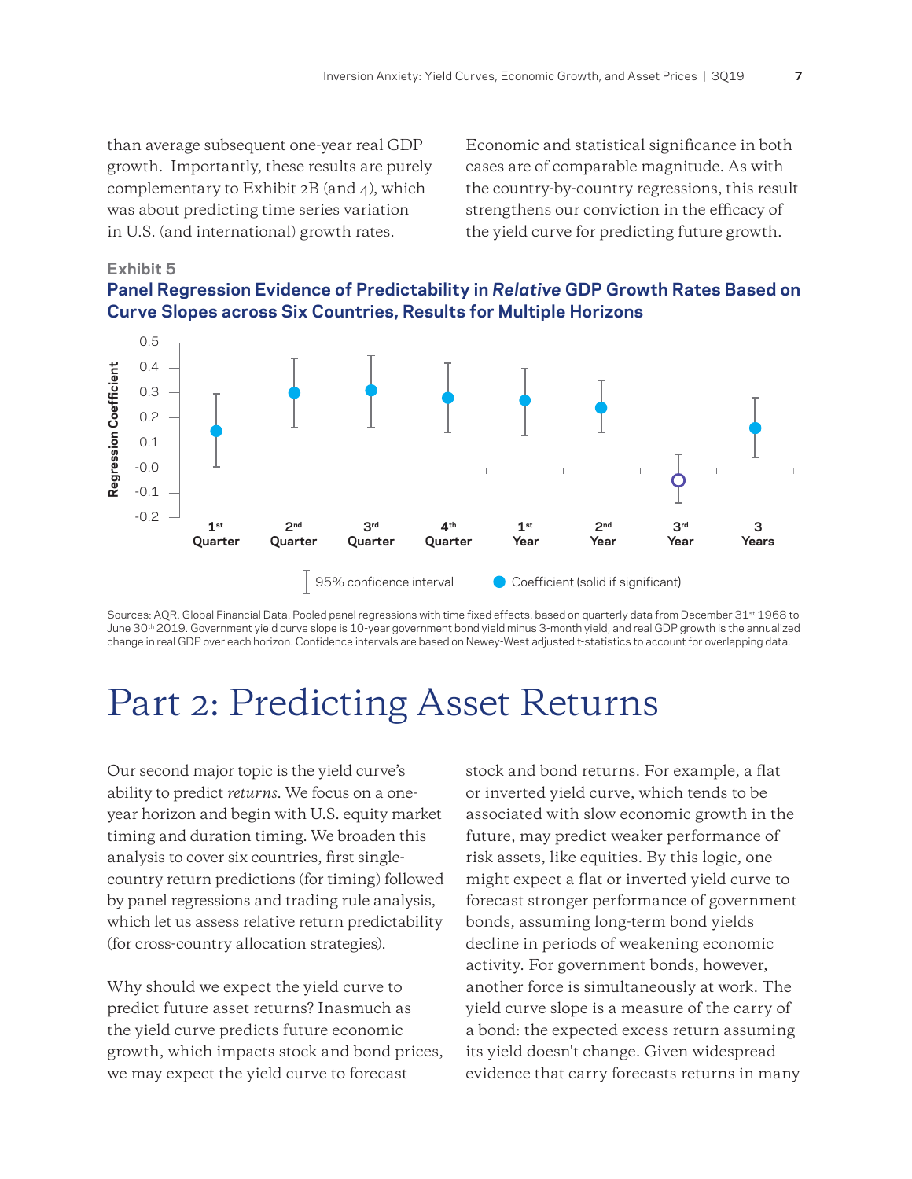than average subsequent one-year real GDP growth. Importantly, these results are purely complementary to Exhibit 2B (and 4), which was about predicting time series variation in U.S. (and international) growth rates. Economic and statistical significance in both cases are of comparable magnitude. As with the country-by-country regressions, this result strengthens our conviction in the efficacy of the yield curve for predicting future growth.

**Exhibit 5**

**Panel Regression Evidence of Predictability in *Relative* GDP Growth Rates Based on Curve Slopes across Six Countries, Results for Multiple Horizons**

Sources: AQR, Global Financial Data. Pooled panel regressions with time fixed effects, based on quarterly data from December 31st 1968 to June 30th 2019. Government yield curve slope is 10-year government bond yield minus 3-month yield, and real GDP growth is the annualized change in real GDP over each horizon. Confidence intervals are based on Newey-West adjusted t-statistics to account for overlapping data.

# Part 2: Predicting Asset Returns

Our second major topic is the yield curve's ability to predict *returns*. We focus on a one-year horizon and begin with U.S. equity market timing and duration timing. We broaden this analysis to cover six countries, first single-country return predictions (for timing) followed by panel regressions and trading rule analysis, which let us assess relative return predictability (for cross-country allocation strategies).

Why should we expect the yield curve to predict future asset returns? Inasmuch as the yield curve predicts future economic growth, which impacts stock and bond prices, we may expect the yield curve to forecast stock and bond returns. For example, a flat or inverted yield curve, which tends to be associated with slow economic growth in the future, may predict weaker performance of risk assets, like equities. By this logic, one might expect a flat or inverted yield curve to forecast stronger performance of government bonds, assuming long-term bond yields decline in periods of weakening economic activity. For government bonds, however, another force is simultaneously at work. The yield curve slope is a measure of the carry of a bond: the expected excess return assuming its yield doesn't change. Given widespread evidence that carry forecasts returns in many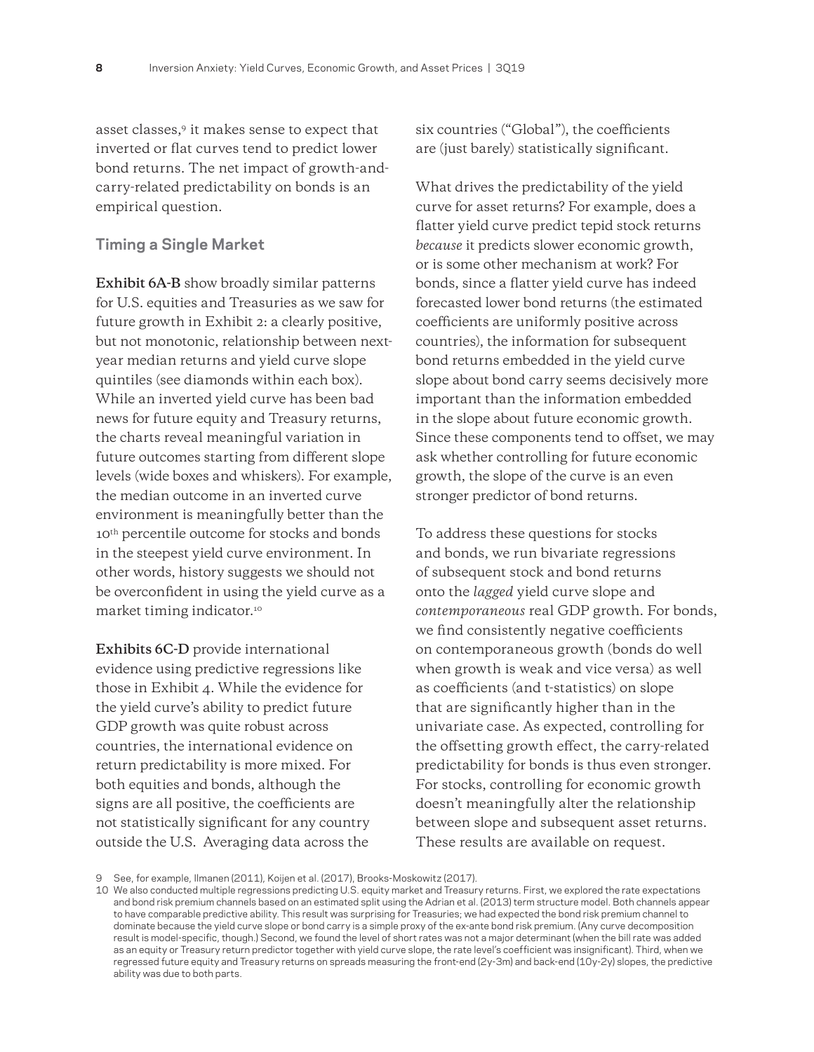asset classes,[9] it makes sense to expect that inverted or flat curves tend to predict lower bond returns. The net impact of growth-and-carry-related predictability on bonds is an empirical question.

### Timing a Single Market

**Exhibit 6A-B** show broadly similar patterns for U.S. equities and Treasuries as we saw for future growth in Exhibit 2: a clearly positive, but not monotonic, relationship between next-year median returns and yield curve slope quintiles (see diamonds within each box). While an inverted yield curve has been bad news for future equity and Treasury returns, the charts reveal meaningful variation in future outcomes starting from different slope levels (wide boxes and whiskers). For example, the median outcome in an inverted curve environment is meaningfully better than the 10th percentile outcome for stocks and bonds in the steepest yield curve environment. In other words, history suggests we should not be overconfident in using the yield curve as a market timing indicator.[10]

**Exhibits 6C-D** provide international evidence using predictive regressions like those in Exhibit 4. While the evidence for the yield curve's ability to predict future GDP growth was quite robust across countries, the international evidence on return predictability is more mixed. For both equities and bonds, although the signs are all positive, the coefficients are not statistically significant for any country outside the U.S. Averaging data across the six countries ("Global"), the coefficients are (just barely) statistically significant.

What drives the predictability of the yield curve for asset returns? For example, does a flatter yield curve predict tepid stock returns *because* it predicts slower economic growth, or is some other mechanism at work? For bonds, since a flatter yield curve has indeed forecasted lower bond returns (the estimated coefficients are uniformly positive across countries), the information for subsequent bond returns embedded in the yield curve slope about bond carry seems decisively more important than the information embedded in the slope about future economic growth. Since these components tend to offset, we may ask whether controlling for future economic growth, the slope of the curve is an even stronger predictor of bond returns.

To address these questions for stocks and bonds, we run bivariate regressions of subsequent stock and bond returns onto the *lagged* yield curve slope and *contemporaneous* real GDP growth. For bonds, we find consistently negative coefficients on contemporaneous growth (bonds do well when growth is weak and vice versa) as well as coefficients (and t-statistics) on slope that are significantly higher than in the univariate case. As expected, controlling for the offsetting growth effect, the carry-related predictability for bonds is thus even stronger. For stocks, controlling for economic growth doesn't meaningfully alter the relationship between slope and subsequent asset returns. These results are available on request.

---

9 See, for example, Ilmanen (2011), Koijen et al. (2017), Brooks-Moskowitz (2017).

10 We also conducted multiple regressions predicting U.S. equity market and Treasury returns. First, we explored the rate expectations and bond risk premium channels based on an estimated split using the Adrian et al. (2013) term structure model. Both channels appear to have comparable predictive ability. This result was surprising for Treasuries; we had expected the bond risk premium channel to dominate because the yield curve slope or bond carry is a simple proxy of the ex-ante bond risk premium. (Any curve decomposition result is model-specific, though.) Second, we found the level of short rates was not a major determinant (when the bill rate was added as an equity or Treasury return predictor together with yield curve slope, the rate level's coefficient was insignificant). Third, when we regressed future equity and Treasury returns on spreads measuring the front-end (2y-3m) and back-end (10y-2y) slopes, the predictive ability was due to both parts.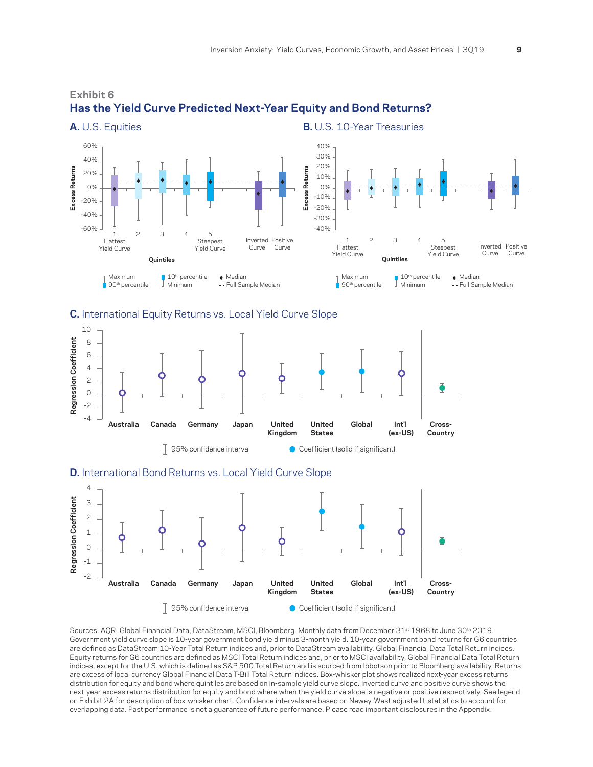### Exhibit 6

## Has the Yield Curve Predicted Next-Year Equity and Bond Returns?

**A.** U.S. Equities

**B.** U.S. 10-Year Treasuries

**C.** International Equity Returns vs. Local Yield Curve Slope

**D.** International Bond Returns vs. Local Yield Curve Slope

Sources: AQR, Global Financial Data, DataStream, MSCI, Bloomberg. Monthly data from December 31st 1968 to June 30th 2019. Government yield curve slope is 10-year government bond yield minus 3-month yield. 10-year government bond returns for G6 countries are defined as DataStream 10-Year Total Return indices and, prior to DataStream availability, Global Financial Data Total Return indices. Equity returns for G6 countries are defined as MSCI Total Return indices and, prior to MSCI availability, Global Financial Data Total Return indices, except for the U.S. which is defined as S&P 500 Total Return and is sourced from Ibbotson prior to Bloomberg availability. Returns are excess of local currency Global Financial Data T-Bill Total Return indices. Box-whisker plot shows realized next-year excess returns distribution for equity and bond where quintiles are based on in-sample yield curve slope. Inverted curve and positive curve shows the next-year excess returns distribution for equity and bond where when the yield curve slope is negative or positive respectively. See legend on Exhibit 2A for description of box-whisker chart. Confidence intervals are based on Newey-West adjusted t-statistics to account for overlapping data. Past performance is not a guarantee of future performance. Please read important disclosures in the Appendix.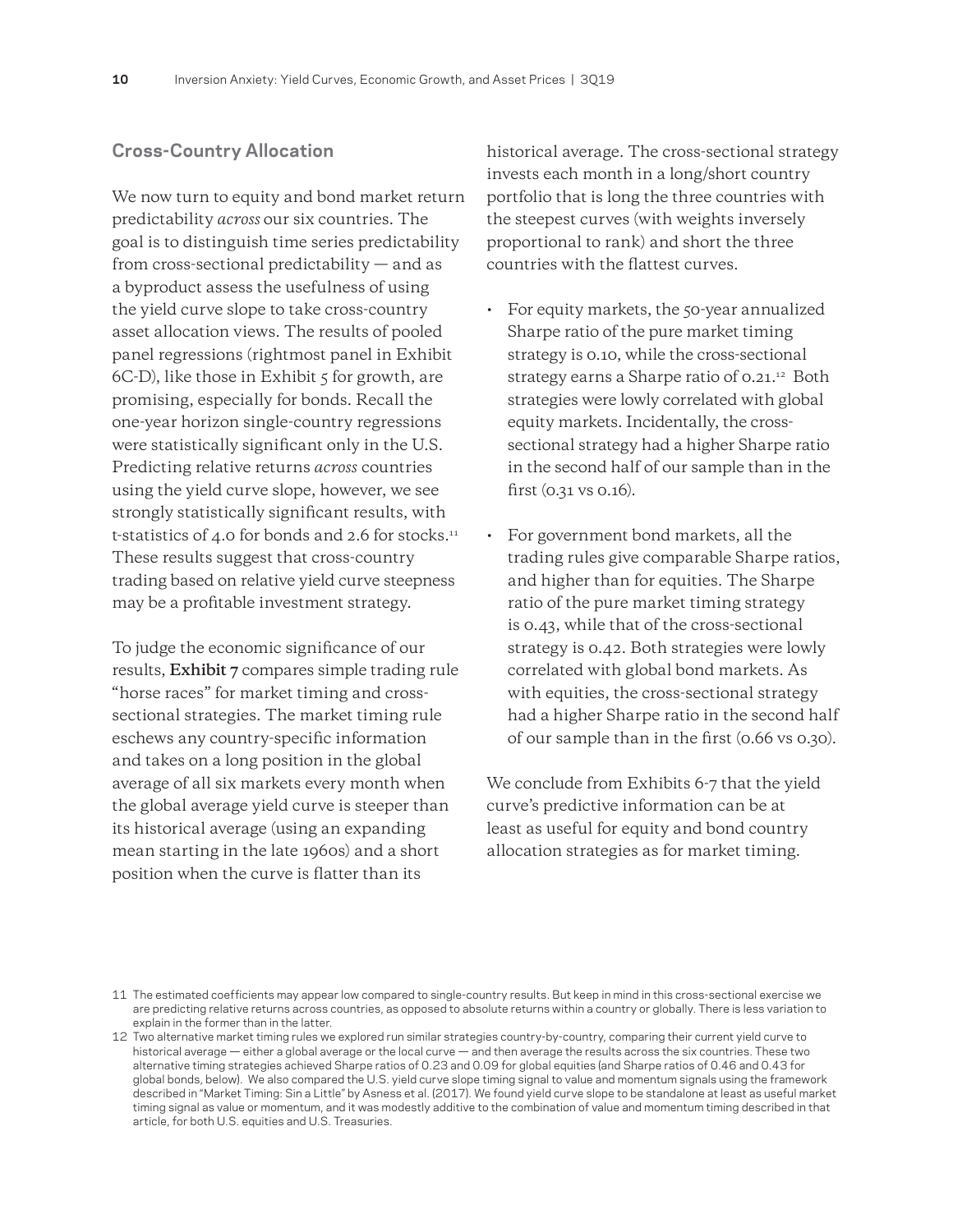## Cross-Country Allocation

We now turn to equity and bond market return predictability *across* our six countries. The goal is to distinguish time series predictability from cross-sectional predictability — and as a byproduct assess the usefulness of using the yield curve slope to take cross-country asset allocation views. The results of pooled panel regressions (rightmost panel in Exhibit 6C-D), like those in Exhibit 5 for growth, are promising, especially for bonds. Recall the one-year horizon single-country regressions were statistically significant only in the U.S. Predicting relative returns *across* countries using the yield curve slope, however, we see strongly statistically significant results, with t-statistics of 4.0 for bonds and 2.6 for stocks.[11] These results suggest that cross-country trading based on relative yield curve steepness may be a profitable investment strategy.

To judge the economic significance of our results, **Exhibit 7** compares simple trading rule "horse races" for market timing and cross-sectional strategies. The market timing rule eschews any country-specific information and takes on a long position in the global average of all six markets every month when the global average yield curve is steeper than its historical average (using an expanding mean starting in the late 1960s) and a short position when the curve is flatter than its historical average. The cross-sectional strategy invests each month in a long/short country portfolio that is long the three countries with the steepest curves (with weights inversely proportional to rank) and short the three countries with the flattest curves.

- For equity markets, the 50-year annualized Sharpe ratio of the pure market timing strategy is 0.10, while the cross-sectional strategy earns a Sharpe ratio of 0.21.[12] Both strategies were lowly correlated with global equity markets. Incidentally, the cross-sectional strategy had a higher Sharpe ratio in the second half of our sample than in the first (0.31 vs 0.16).
- For government bond markets, all the trading rules give comparable Sharpe ratios, and higher than for equities. The Sharpe ratio of the pure market timing strategy is 0.43, while that of the cross-sectional strategy is 0.42. Both strategies were lowly correlated with global bond markets. As with equities, the cross-sectional strategy had a higher Sharpe ratio in the second half of our sample than in the first (0.66 vs 0.30).

We conclude from Exhibits 6-7 that the yield curve's predictive information can be at least as useful for equity and bond country allocation strategies as for market timing.

---

11 The estimated coefficients may appear low compared to single-country results. But keep in mind in this cross-sectional exercise we are predicting relative returns across countries, as opposed to absolute returns within a country or globally. There is less variation to explain in the former than in the latter.

12 Two alternative market timing rules we explored run similar strategies country-by-country, comparing their current yield curve to historical average — either a global average or the local curve — and then average the results across the six countries. These two alternative timing strategies achieved Sharpe ratios of 0.23 and 0.09 for global equities (and Sharpe ratios of 0.46 and 0.43 for global bonds, below). We also compared the U.S. yield curve slope timing signal to value and momentum signals using the framework described in "Market Timing: Sin a Little" by Asness et al. (2017). We found yield curve slope to be standalone at least as useful market timing signal as value or momentum, and it was modestly additive to the combination of value and momentum timing described in that article, for both U.S. equities and U.S. Treasuries.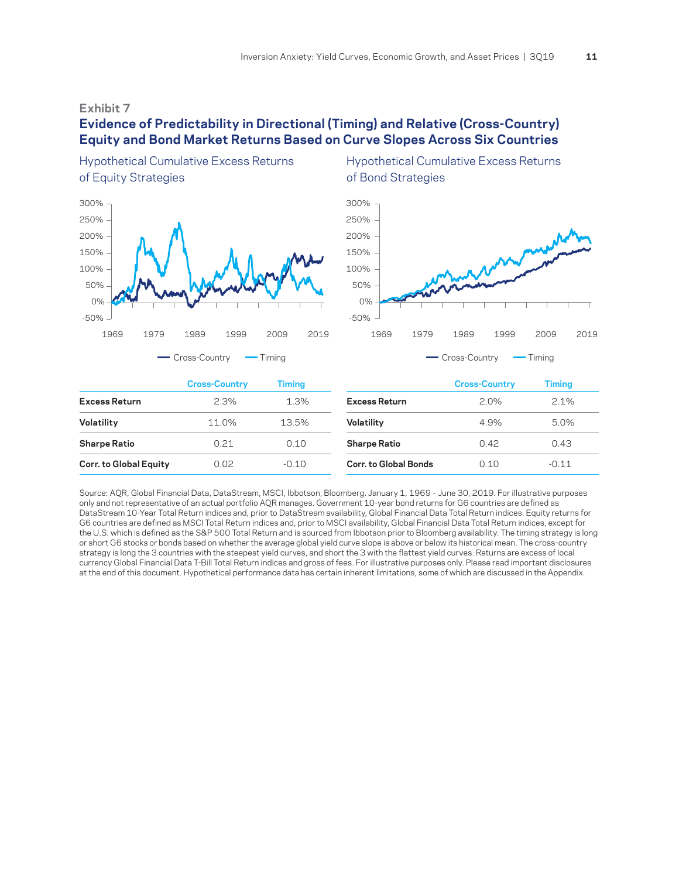Exhibit 7

## Evidence of Predictability in Directional (Timing) and Relative (Cross-Country) Equity and Bond Market Returns Based on Curve Slopes Across Six Countries

### Hypothetical Cumulative Excess Returns of Equity Strategies

|  | Cross-Country | Timing |
|---|---|---|
| **Excess Return** | 2.3% | 1.3% |
| **Volatility** | 11.0% | 13.5% |
| **Sharpe Ratio** | 0.21 | 0.10 |
| **Corr. to Global Equity** | 0.02 | -0.10 |

### Hypothetical Cumulative Excess Returns of Bond Strategies

|  | Cross-Country | Timing |
|---|---|---|
| **Excess Return** | 2.0% | 2.1% |
| **Volatility** | 4.9% | 5.0% |
| **Sharpe Ratio** | 0.42 | 0.43 |
| **Corr. to Global Bonds** | 0.10 | -0.11 |

Source: AQR, Global Financial Data, DataStream, MSCI, Ibbotson, Bloomberg. January 1, 1969 – June 30, 2019. For illustrative purposes only and not representative of an actual portfolio AQR manages. Government 10-year bond returns for G6 countries are defined as DataStream 10-Year Total Return indices and, prior to DataStream availability, Global Financial Data Total Return indices. Equity returns for G6 countries are defined as MSCI Total Return indices and, prior to MSCI availability, Global Financial Data Total Return indices, except for the U.S. which is defined as the S&P 500 Total Return and is sourced from Ibbotson prior to Bloomberg availability. The timing strategy is long or short G6 stocks or bonds based on whether the average global yield curve slope is above or below its historical mean. The cross-country strategy is long the 3 countries with the steepest yield curves, and short the 3 with the flattest yield curves. Returns are excess of local currency Global Financial Data T-Bill Total Return indices and gross of fees. For illustrative purposes only. Please read important disclosures at the end of this document. Hypothetical performance data has certain inherent limitations, some of which are discussed in the Appendix.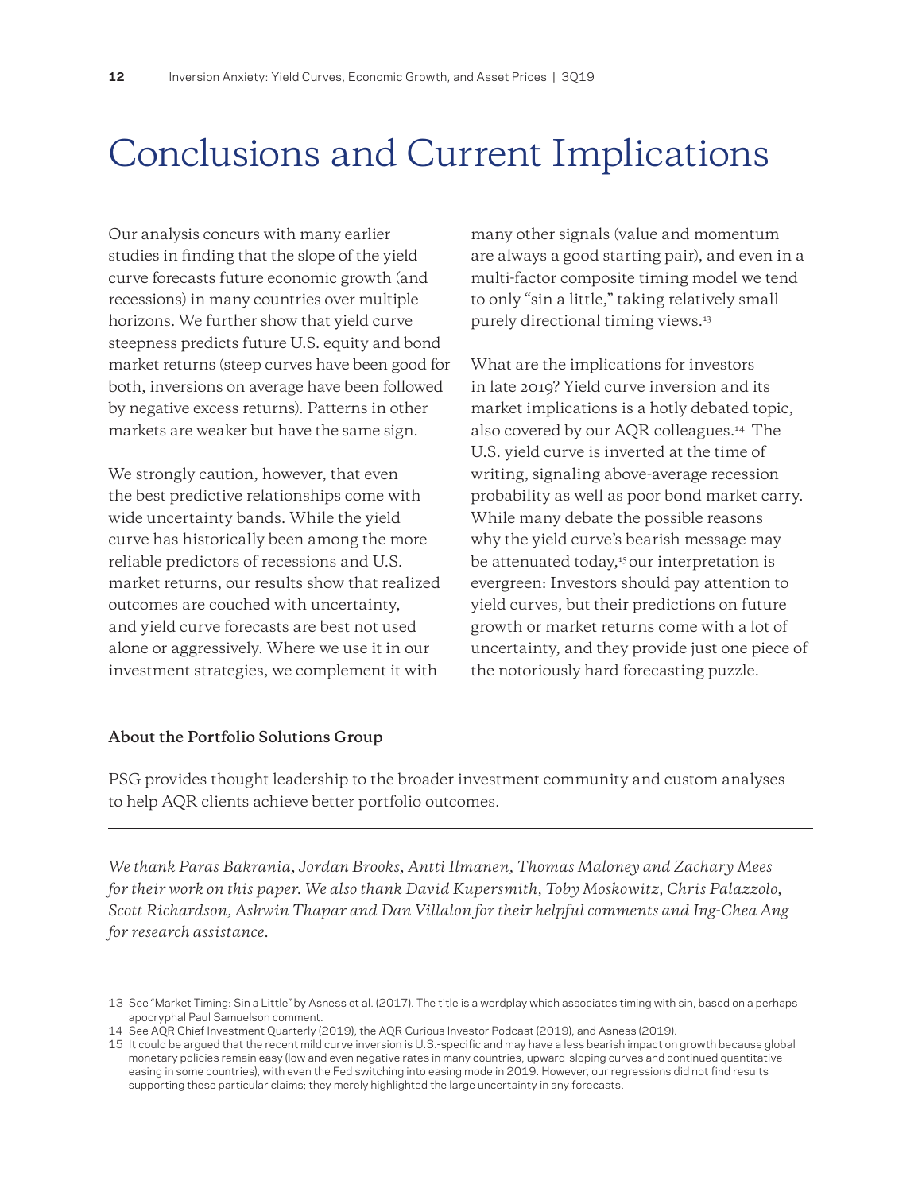# Conclusions and Current Implications

Our analysis concurs with many earlier studies in finding that the slope of the yield curve forecasts future economic growth (and recessions) in many countries over multiple horizons. We further show that yield curve steepness predicts future U.S. equity and bond market returns (steep curves have been good for both, inversions on average have been followed by negative excess returns). Patterns in other markets are weaker but have the same sign.

We strongly caution, however, that even the best predictive relationships come with wide uncertainty bands. While the yield curve has historically been among the more reliable predictors of recessions and U.S. market returns, our results show that realized outcomes are couched with uncertainty, and yield curve forecasts are best not used alone or aggressively. Where we use it in our investment strategies, we complement it with many other signals (value and momentum are always a good starting pair), and even in a multi-factor composite timing model we tend to only "sin a little," taking relatively small purely directional timing views.[13]

What are the implications for investors in late 2019? Yield curve inversion and its market implications is a hotly debated topic, also covered by our AQR colleagues.[14] The U.S. yield curve is inverted at the time of writing, signaling above-average recession probability as well as poor bond market carry. While many debate the possible reasons why the yield curve's bearish message may be attenuated today,[15] our interpretation is evergreen: Investors should pay attention to yield curves, but their predictions on future growth or market returns come with a lot of uncertainty, and they provide just one piece of the notoriously hard forecasting puzzle.

**About the Portfolio Solutions Group**

PSG provides thought leadership to the broader investment community and custom analyses to help AQR clients achieve better portfolio outcomes.

---

*We thank Paras Bakrania, Jordan Brooks, Antti Ilmanen, Thomas Maloney and Zachary Mees for their work on this paper. We also thank David Kupersmith, Toby Moskowitz, Chris Palazzolo, Scott Richardson, Ashwin Thapar and Dan Villalon for their helpful comments and Ing-Chea Ang for research assistance.*

13 See "Market Timing: Sin a Little" by Asness et al. (2017). The title is a wordplay which associates timing with sin, based on a perhaps apocryphal Paul Samuelson comment.

14 See AQR Chief Investment Quarterly (2019), the AQR Curious Investor Podcast (2019), and Asness (2019).

15 It could be argued that the recent mild curve inversion is U.S.-specific and may have a less bearish impact on growth because global monetary policies remain easy (low and even negative rates in many countries, upward-sloping curves and continued quantitative easing in some countries), with even the Fed switching into easing mode in 2019. However, our regressions did not find results supporting these particular claims; they merely highlighted the large uncertainty in any forecasts.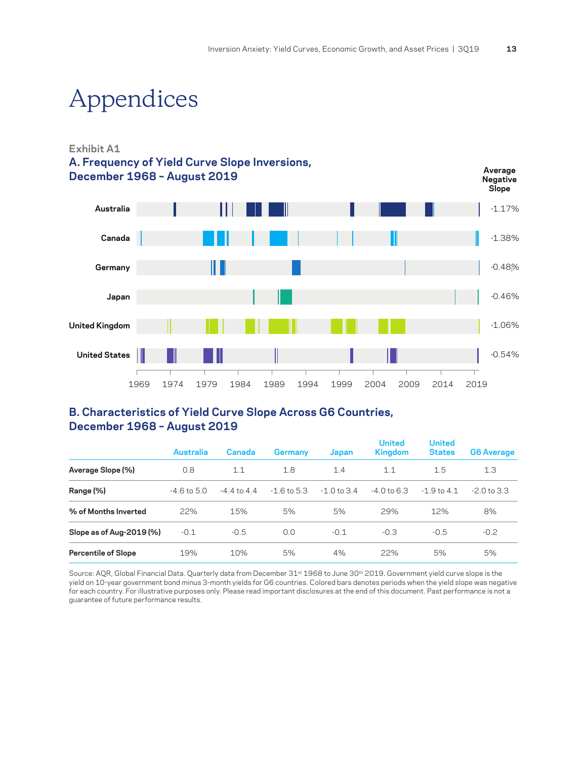# Appendices

**Exhibit A1**

## A. Frequency of Yield Curve Slope Inversions, December 1968 – August 2019

| | Average Negative Slope |
|---|---|
| Australia | -1.17% |
| Canada | -1.38% |
| Germany | -0.48% |
| Japan | -0.46% |
| United Kingdom | -1.06% |
| United States | -0.54% |

1969 1974 1979 1984 1989 1994 1999 2004 2009 2014 2019

## B. Characteristics of Yield Curve Slope Across G6 Countries, December 1968 – August 2019

| | Australia | Canada | Germany | Japan | United Kingdom | United States | G6 Average |
|---|---|---|---|---|---|---|---|
| **Average Slope (%)** | 0.8 | 1.1 | 1.8 | 1.4 | 1.1 | 1.5 | 1.3 |
| **Range (%)** | -4.6 to 5.0 | -4.4 to 4.4 | -1.6 to 5.3 | -1.0 to 3.4 | -4.0 to 6.3 | -1.9 to 4.1 | -2.0 to 3.3 |
| **% of Months Inverted** | 22% | 15% | 5% | 5% | 29% | 12% | 8% |
| **Slope as of Aug-2019 (%)** | -0.1 | -0.5 | 0.0 | -0.1 | -0.3 | -0.5 | -0.2 |
| **Percentile of Slope** | 19% | 10% | 5% | 4% | 22% | 5% | 5% |

Source: AQR, Global Financial Data. Quarterly data from December 31st 1968 to June 30th 2019. Government yield curve slope is the yield on 10-year government bond minus 3-month yields for G6 countries. Colored bars denotes periods when the yield slope was negative for each country. For illustrative purposes only. Please read important disclosures at the end of this document. Past performance is not a guarantee of future performance results.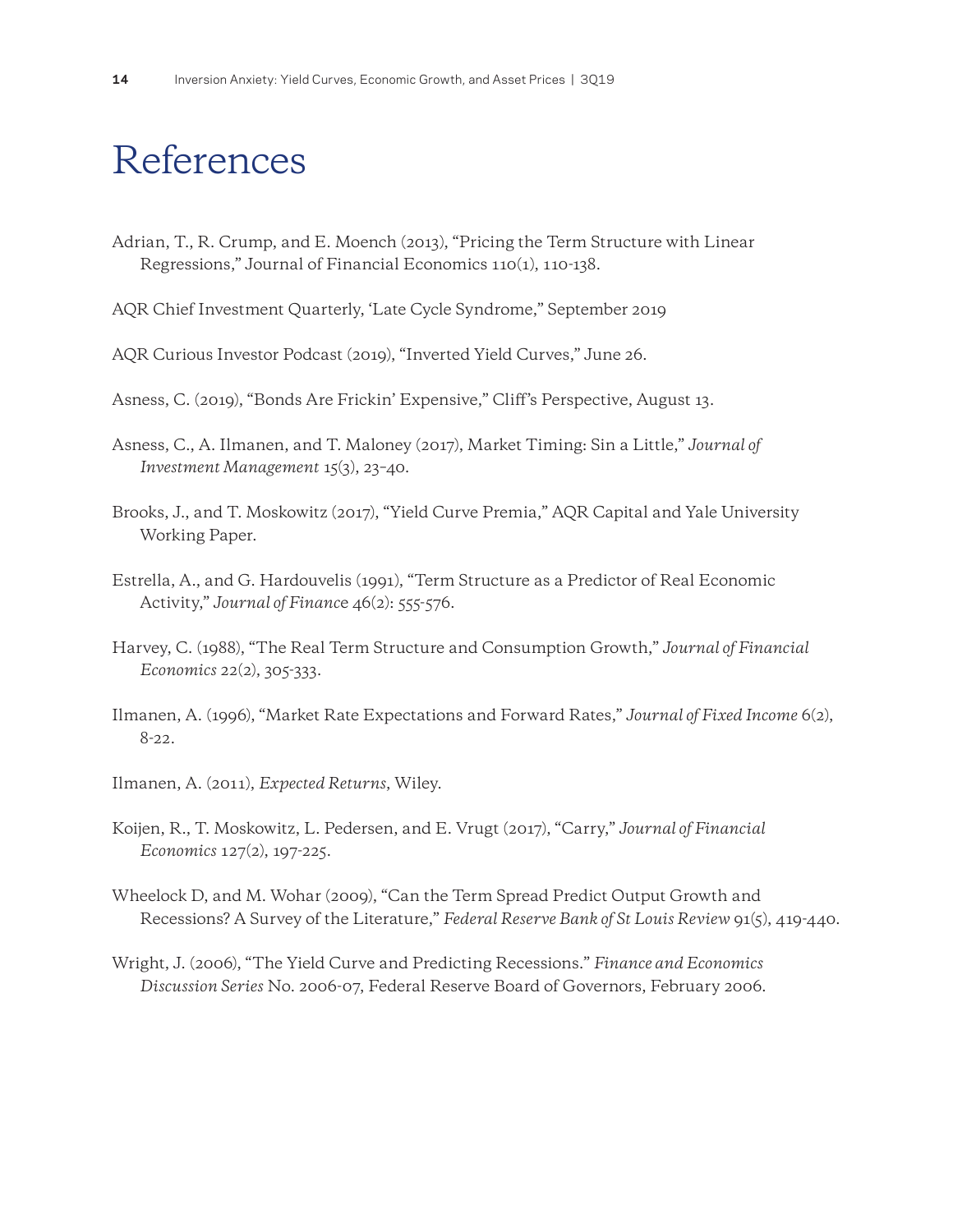# References

Adrian, T., R. Crump, and E. Moench (2013), "Pricing the Term Structure with Linear Regressions," Journal of Financial Economics 110(1), 110-138.

AQR Chief Investment Quarterly, 'Late Cycle Syndrome," September 2019

AQR Curious Investor Podcast (2019), "Inverted Yield Curves," June 26.

Asness, C. (2019), "Bonds Are Frickin' Expensive," Cliff's Perspective, August 13.

Asness, C., A. Ilmanen, and T. Maloney (2017), Market Timing: Sin a Little," *Journal of Investment Management* 15(3), 23–40.

Brooks, J., and T. Moskowitz (2017), "Yield Curve Premia," AQR Capital and Yale University Working Paper.

Estrella, A., and G. Hardouvelis (1991), "Term Structure as a Predictor of Real Economic Activity," *Journal of Finance* 46(2): 555-576.

Harvey, C. (1988), "The Real Term Structure and Consumption Growth," *Journal of Financial Economics* 22(2), 305-333.

Ilmanen, A. (1996), "Market Rate Expectations and Forward Rates," *Journal of Fixed Income* 6(2), 8-22.

Ilmanen, A. (2011), *Expected Returns*, Wiley.

Koijen, R., T. Moskowitz, L. Pedersen, and E. Vrugt (2017), "Carry," *Journal of Financial Economics* 127(2), 197-225.

Wheelock D, and M. Wohar (2009), "Can the Term Spread Predict Output Growth and Recessions? A Survey of the Literature," *Federal Reserve Bank of St Louis Review* 91(5), 419-440.

Wright, J. (2006), "The Yield Curve and Predicting Recessions." *Finance and Economics Discussion Series* No. 2006-07, Federal Reserve Board of Governors, February 2006.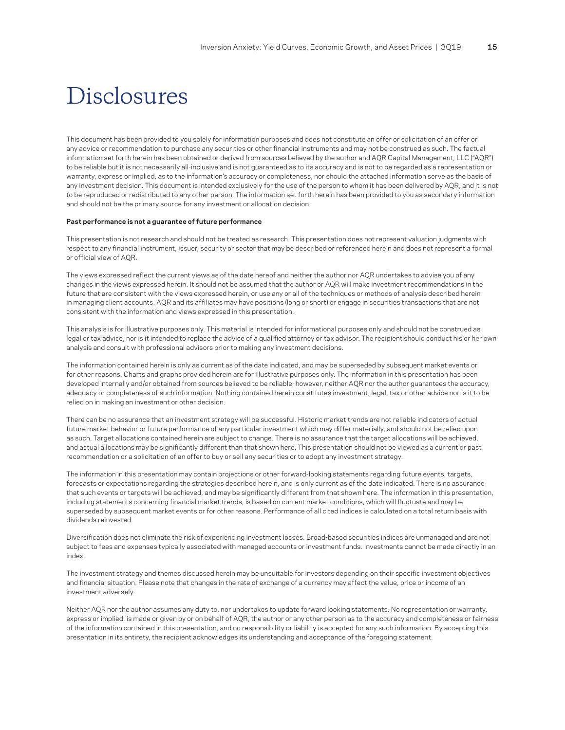# Disclosures

This document has been provided to you solely for information purposes and does not constitute an offer or solicitation of an offer or any advice or recommendation to purchase any securities or other financial instruments and may not be construed as such. The factual information set forth herein has been obtained or derived from sources believed by the author and AQR Capital Management, LLC ("AQR") to be reliable but it is not necessarily all-inclusive and is not guaranteed as to its accuracy and is not to be regarded as a representation or warranty, express or implied, as to the information's accuracy or completeness, nor should the attached information serve as the basis of any investment decision. This document is intended exclusively for the use of the person to whom it has been delivered by AQR, and it is not to be reproduced or redistributed to any other person. The information set forth herein has been provided to you as secondary information and should not be the primary source for any investment or allocation decision.

**Past performance is not a guarantee of future performance**

This presentation is not research and should not be treated as research. This presentation does not represent valuation judgments with respect to any financial instrument, issuer, security or sector that may be described or referenced herein and does not represent a formal or official view of AQR.

The views expressed reflect the current views as of the date hereof and neither the author nor AQR undertakes to advise you of any changes in the views expressed herein. It should not be assumed that the author or AQR will make investment recommendations in the future that are consistent with the views expressed herein, or use any or all of the techniques or methods of analysis described herein in managing client accounts. AQR and its affiliates may have positions (long or short) or engage in securities transactions that are not consistent with the information and views expressed in this presentation.

This analysis is for illustrative purposes only. This material is intended for informational purposes only and should not be construed as legal or tax advice, nor is it intended to replace the advice of a qualified attorney or tax advisor. The recipient should conduct his or her own analysis and consult with professional advisors prior to making any investment decisions.

The information contained herein is only as current as of the date indicated, and may be superseded by subsequent market events or for other reasons. Charts and graphs provided herein are for illustrative purposes only. The information in this presentation has been developed internally and/or obtained from sources believed to be reliable; however, neither AQR nor the author guarantees the accuracy, adequacy or completeness of such information. Nothing contained herein constitutes investment, legal, tax or other advice nor is it to be relied on in making an investment or other decision.

There can be no assurance that an investment strategy will be successful. Historic market trends are not reliable indicators of actual future market behavior or future performance of any particular investment which may differ materially, and should not be relied upon as such. Target allocations contained herein are subject to change. There is no assurance that the target allocations will be achieved, and actual allocations may be significantly different than that shown here. This presentation should not be viewed as a current or past recommendation or a solicitation of an offer to buy or sell any securities or to adopt any investment strategy.

The information in this presentation may contain projections or other forward-looking statements regarding future events, targets, forecasts or expectations regarding the strategies described herein, and is only current as of the date indicated. There is no assurance that such events or targets will be achieved, and may be significantly different from that shown here. The information in this presentation, including statements concerning financial market trends, is based on current market conditions, which will fluctuate and may be superseded by subsequent market events or for other reasons. Performance of all cited indices is calculated on a total return basis with dividends reinvested.

Diversification does not eliminate the risk of experiencing investment losses. Broad-based securities indices are unmanaged and are not subject to fees and expenses typically associated with managed accounts or investment funds. Investments cannot be made directly in an index.

The investment strategy and themes discussed herein may be unsuitable for investors depending on their specific investment objectives and financial situation. Please note that changes in the rate of exchange of a currency may affect the value, price or income of an investment adversely.

Neither AQR nor the author assumes any duty to, nor undertakes to update forward looking statements. No representation or warranty, express or implied, is made or given by or on behalf of AQR, the author or any other person as to the accuracy and completeness or fairness of the information contained in this presentation, and no responsibility or liability is accepted for any such information. By accepting this presentation in its entirety, the recipient acknowledges its understanding and acceptance of the foregoing statement.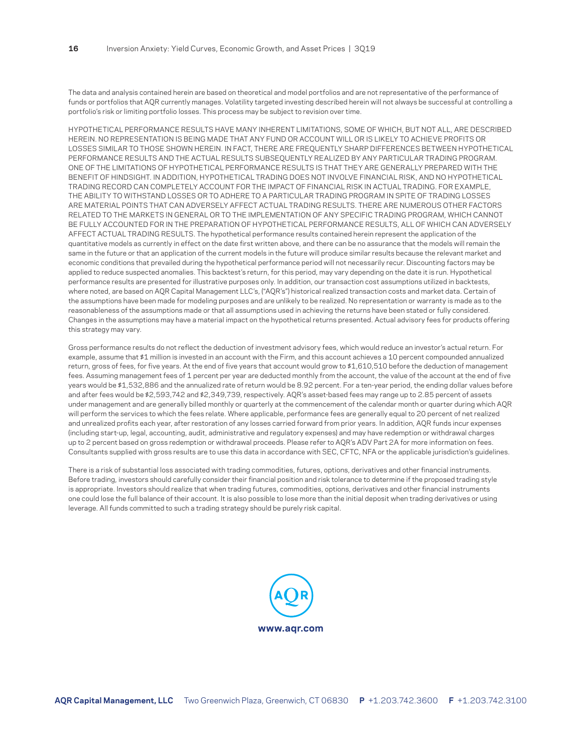The data and analysis contained herein are based on theoretical and model portfolios and are not representative of the performance of funds or portfolios that AQR currently manages. Volatility targeted investing described herein will not always be successful at controlling a portfolio's risk or limiting portfolio losses. This process may be subject to revision over time.

HYPOTHETICAL PERFORMANCE RESULTS HAVE MANY INHERENT LIMITATIONS, SOME OF WHICH, BUT NOT ALL, ARE DESCRIBED HEREIN. NO REPRESENTATION IS BEING MADE THAT ANY FUND OR ACCOUNT WILL OR IS LIKELY TO ACHIEVE PROFITS OR LOSSES SIMILAR TO THOSE SHOWN HEREIN. IN FACT, THERE ARE FREQUENTLY SHARP DIFFERENCES BETWEEN HYPOTHETICAL PERFORMANCE RESULTS AND THE ACTUAL RESULTS SUBSEQUENTLY REALIZED BY ANY PARTICULAR TRADING PROGRAM. ONE OF THE LIMITATIONS OF HYPOTHETICAL PERFORMANCE RESULTS IS THAT THEY ARE GENERALLY PREPARED WITH THE BENEFIT OF HINDSIGHT. IN ADDITION, HYPOTHETICAL TRADING DOES NOT INVOLVE FINANCIAL RISK, AND NO HYPOTHETICAL TRADING RECORD CAN COMPLETELY ACCOUNT FOR THE IMPACT OF FINANCIAL RISK IN ACTUAL TRADING. FOR EXAMPLE, THE ABILITY TO WITHSTAND LOSSES OR TO ADHERE TO A PARTICULAR TRADING PROGRAM IN SPITE OF TRADING LOSSES ARE MATERIAL POINTS THAT CAN ADVERSELY AFFECT ACTUAL TRADING RESULTS. THERE ARE NUMEROUS OTHER FACTORS RELATED TO THE MARKETS IN GENERAL OR TO THE IMPLEMENTATION OF ANY SPECIFIC TRADING PROGRAM, WHICH CANNOT BE FULLY ACCOUNTED FOR IN THE PREPARATION OF HYPOTHETICAL PERFORMANCE RESULTS, ALL OF WHICH CAN ADVERSELY AFFECT ACTUAL TRADING RESULTS. The hypothetical performance results contained herein represent the application of the quantitative models as currently in effect on the date first written above, and there can be no assurance that the models will remain the same in the future or that an application of the current models in the future will produce similar results because the relevant market and economic conditions that prevailed during the hypothetical performance period will not necessarily recur. Discounting factors may be applied to reduce suspected anomalies. This backtest's return, for this period, may vary depending on the date it is run. Hypothetical performance results are presented for illustrative purposes only. In addition, our transaction cost assumptions utilized in backtests, where noted, are based on AQR Capital Management LLC's, ("AQR's") historical realized transaction costs and market data. Certain of the assumptions have been made for modeling purposes and are unlikely to be realized. No representation or warranty is made as to the reasonableness of the assumptions made or that all assumptions used in achieving the returns have been stated or fully considered. Changes in the assumptions may have a material impact on the hypothetical returns presented. Actual advisory fees for products offering this strategy may vary.

Gross performance results do not reflect the deduction of investment advisory fees, which would reduce an investor's actual return. For example, assume that $1 million is invested in an account with the Firm, and this account achieves a 10 percent compounded annualized return, gross of fees, for five years. At the end of five years that account would grow to $1,610,510 before the deduction of management fees. Assuming management fees of 1 percent per year are deducted monthly from the account, the value of the account at the end of five years would be $1,532,886 and the annualized rate of return would be 8.92 percent. For a ten-year period, the ending dollar values before and after fees would be $2,593,742 and $2,349,739, respectively. AQR's asset-based fees may range up to 2.85 percent of assets under management and are generally billed monthly or quarterly at the commencement of the calendar month or quarter during which AQR will perform the services to which the fees relate. Where applicable, performance fees are generally equal to 20 percent of net realized and unrealized profits each year, after restoration of any losses carried forward from prior years. In addition, AQR funds incur expenses (including start-up, legal, accounting, audit, administrative and regulatory expenses) and may have redemption or withdrawal charges up to 2 percent based on gross redemption or withdrawal proceeds. Please refer to AQR's ADV Part 2A for more information on fees. Consultants supplied with gross results are to use this data in accordance with SEC, CFTC, NFA or the applicable jurisdiction's guidelines.

There is a risk of substantial loss associated with trading commodities, futures, options, derivatives and other financial instruments. Before trading, investors should carefully consider their financial position and risk tolerance to determine if the proposed trading style is appropriate. Investors should realize that when trading futures, commodities, options, derivatives and other financial instruments one could lose the full balance of their account. It is also possible to lose more than the initial deposit when trading derivatives or using leverage. All funds committed to such a trading strategy should be purely risk capital.

AQR

**www.aqr.com**

**AQR Capital Management, LLC** Two Greenwich Plaza, Greenwich, CT 06830 **P** +1.203.742.3600 **F** +1.203.742.3100